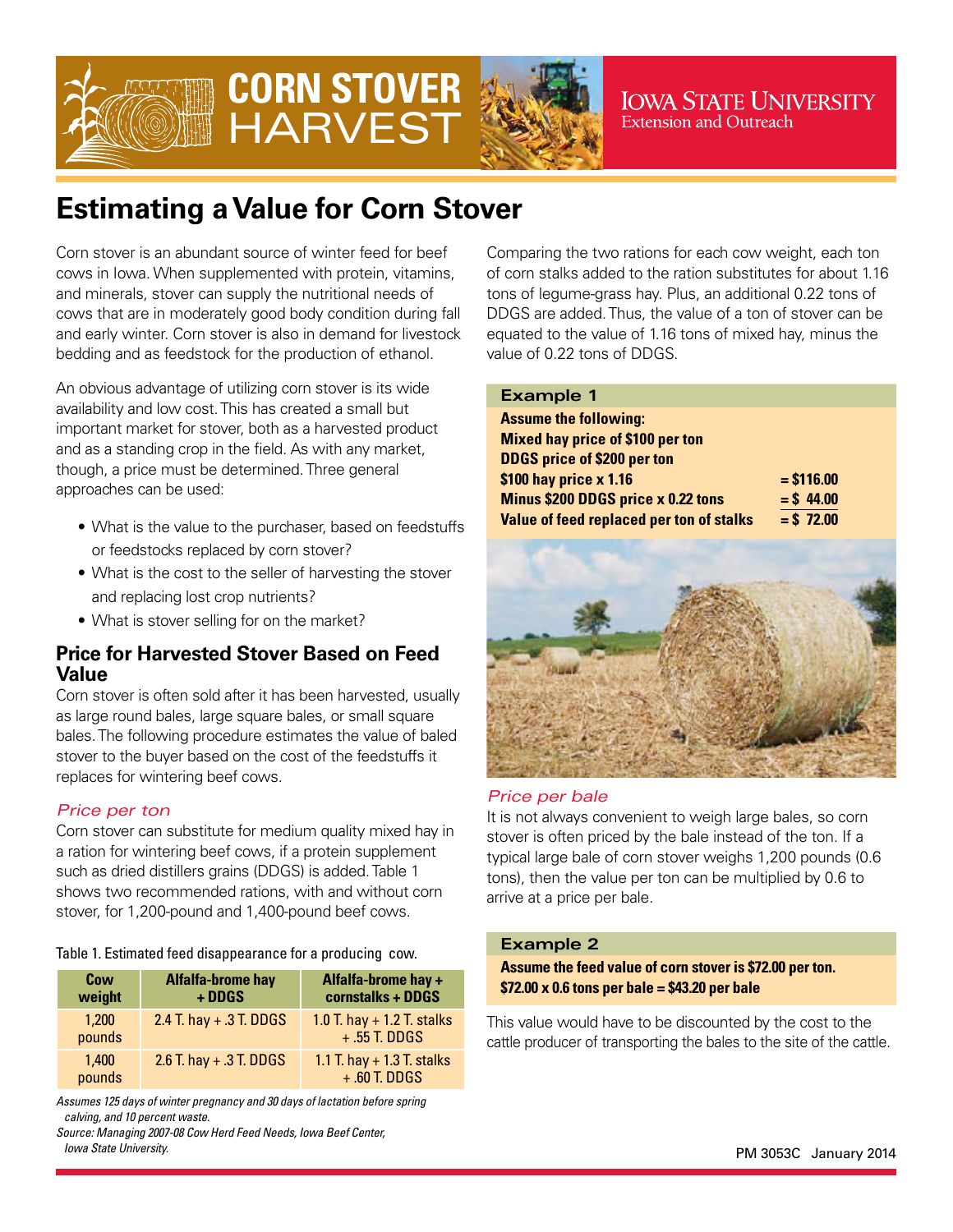CORN STOVER HARVEST

IOWA STATE UNIVERSITY
Extension and Outreach

# Estimating a Value for Corn Stover

Corn stover is an abundant source of winter feed for beef cows in Iowa. When supplemented with protein, vitamins, and minerals, stover can supply the nutritional needs of cows that are in moderately good body condition during fall and early winter. Corn stover is also in demand for livestock bedding and as feedstock for the production of ethanol.

An obvious advantage of utilizing corn stover is its wide availability and low cost. This has created a small but important market for stover, both as a harvested product and as a standing crop in the field. As with any market, though, a price must be determined. Three general approaches can be used:

- What is the value to the purchaser, based on feedstuffs or feedstocks replaced by corn stover?
- What is the cost to the seller of harvesting the stover and replacing lost crop nutrients?
- What is stover selling for on the market?

## Price for Harvested Stover Based on Feed Value

Corn stover is often sold after it has been harvested, usually as large round bales, large square bales, or small square bales. The following procedure estimates the value of baled stover to the buyer based on the cost of the feedstuffs it replaces for wintering beef cows.

### *Price per ton*

Corn stover can substitute for medium quality mixed hay in a ration for wintering beef cows, if a protein supplement such as dried distillers grains (DDGS) is added. Table 1 shows two recommended rations, with and without corn stover, for 1,200-pound and 1,400-pound beef cows.

Table 1. Estimated feed disappearance for a producing cow.

| Cow weight | Alfalfa-brome hay + DDGS | Alfalfa-brome hay + cornstalks + DDGS |
|---|---|---|
| 1,200 pounds | 2.4 T. hay + .3 T. DDGS | 1.0 T. hay + 1.2 T. stalks + .55 T. DDGS |
| 1,400 pounds | 2.6 T. hay + .3 T. DDGS | 1.1 T. hay + 1.3 T. stalks + .60 T. DDGS |

*Assumes 125 days of winter pregnancy and 30 days of lactation before spring calving, and 10 percent waste.*
*Source: Managing 2007-08 Cow Herd Feed Needs, Iowa Beef Center, Iowa State University.*

Comparing the two rations for each cow weight, each ton of corn stalks added to the ration substitutes for about 1.16 tons of legume-grass hay. Plus, an additional 0.22 tons of DDGS are added. Thus, the value of a ton of stover can be equated to the value of 1.16 tons of mixed hay, minus the value of 0.22 tons of DDGS.

**Example 1**

**Assume the following:**
**Mixed hay price of $100 per ton**
**DDGS price of $200 per ton**

| | |
|---|---|
| **$100 hay price x 1.16** | **= $116.00** |
| **Minus $200 DDGS price x 0.22 tons** | **= $ 44.00** |
| **Value of feed replaced per ton of stalks** | **= $ 72.00** |

### *Price per bale*

It is not always convenient to weigh large bales, so corn stover is often priced by the bale instead of the ton. If a typical large bale of corn stover weighs 1,200 pounds (0.6 tons), then the value per ton can be multiplied by 0.6 to arrive at a price per bale.

**Example 2**

**Assume the feed value of corn stover is $72.00 per ton.**
**$72.00 x 0.6 tons per bale = $43.20 per bale**

This value would have to be discounted by the cost to the cattle producer of transporting the bales to the site of the cattle.

PM 3053C January 2014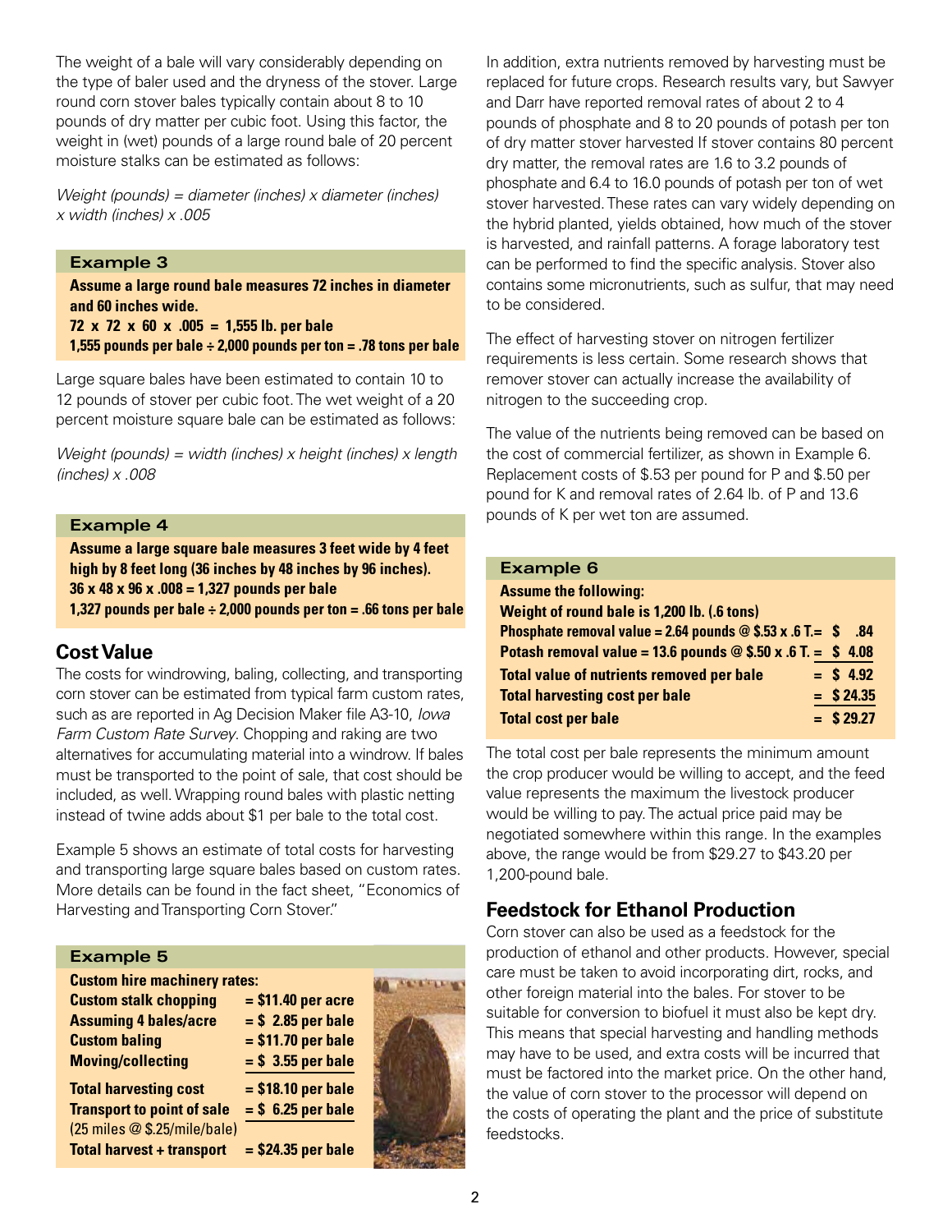The weight of a bale will vary considerably depending on the type of baler used and the dryness of the stover. Large round corn stover bales typically contain about 8 to 10 pounds of dry matter per cubic foot. Using this factor, the weight in (wet) pounds of a large round bale of 20 percent moisture stalks can be estimated as follows:

*Weight (pounds) = diameter (inches) x diameter (inches) x width (inches) x .005*

**Example 3**

**Assume a large round bale measures 72 inches in diameter and 60 inches wide.**
**72 x 72 x 60 x .005 = 1,555 lb. per bale**
**1,555 pounds per bale ÷ 2,000 pounds per ton = .78 tons per bale**

Large square bales have been estimated to contain 10 to 12 pounds of stover per cubic foot. The wet weight of a 20 percent moisture square bale can be estimated as follows:

*Weight (pounds) = width (inches) x height (inches) x length (inches) x .008*

**Example 4**

**Assume a large square bale measures 3 feet wide by 4 feet high by 8 feet long (36 inches by 48 inches by 96 inches).**
**36 x 48 x 96 x .008 = 1,327 pounds per bale**
**1,327 pounds per bale ÷ 2,000 pounds per ton = .66 tons per bale**

## Cost Value

The costs for windrowing, baling, collecting, and transporting corn stover can be estimated from typical farm custom rates, such as are reported in Ag Decision Maker file A3-10, *Iowa Farm Custom Rate Survey*. Chopping and raking are two alternatives for accumulating material into a windrow. If bales must be transported to the point of sale, that cost should be included, as well. Wrapping round bales with plastic netting instead of twine adds about $1 per bale to the total cost.

Example 5 shows an estimate of total costs for harvesting and transporting large square bales based on custom rates. More details can be found in the fact sheet, "Economics of Harvesting and Transporting Corn Stover."

**Example 5**

| **Custom hire machinery rates:** | |
|---|---|
| **Custom stalk chopping** | **= $11.40 per acre** |
| **Assuming 4 bales/acre** | **= $ 2.85 per bale** |
| **Custom baling** | **= $11.70 per bale** |
| **Moving/collecting** | **= $ 3.55 per bale** |
| **Total harvesting cost** | **= $18.10 per bale** |
| **Transport to point of sale** (25 miles @ $.25/mile/bale) | **= $ 6.25 per bale** |
| **Total harvest + transport** | **= $24.35 per bale** |

In addition, extra nutrients removed by harvesting must be replaced for future crops. Research results vary, but Sawyer and Darr have reported removal rates of about 2 to 4 pounds of phosphate and 8 to 20 pounds of potash per ton of dry matter stover harvested If stover contains 80 percent dry matter, the removal rates are 1.6 to 3.2 pounds of phosphate and 6.4 to 16.0 pounds of potash per ton of wet stover harvested. These rates can vary widely depending on the hybrid planted, yields obtained, how much of the stover is harvested, and rainfall patterns. A forage laboratory test can be performed to find the specific analysis. Stover also contains some micronutrients, such as sulfur, that may need to be considered.

The effect of harvesting stover on nitrogen fertilizer requirements is less certain. Some research shows that remover stover can actually increase the availability of nitrogen to the succeeding crop.

The value of the nutrients being removed can be based on the cost of commercial fertilizer, as shown in Example 6. Replacement costs of $.53 per pound for P and $.50 per pound for K and removal rates of 2.64 lb. of P and 13.6 pounds of K per wet ton are assumed.

**Example 6**

| **Assume the following:** | |
|---|---|
| **Weight of round bale is 1,200 lb. (.6 tons)** | |
| **Phosphate removal value = 2.64 pounds @ $.53 x .6 T.** | **= $ .84** |
| **Potash removal value = 13.6 pounds @ $.50 x .6 T.** | **= $ 4.08** |
| **Total value of nutrients removed per bale** | **= $ 4.92** |
| **Total harvesting cost per bale** | **= $ 24.35** |
| **Total cost per bale** | **= $ 29.27** |

The total cost per bale represents the minimum amount the crop producer would be willing to accept, and the feed value represents the maximum the livestock producer would be willing to pay. The actual price paid may be negotiated somewhere within this range. In the examples above, the range would be from $29.27 to $43.20 per 1,200-pound bale.

## Feedstock for Ethanol Production

Corn stover can also be used as a feedstock for the production of ethanol and other products. However, special care must be taken to avoid incorporating dirt, rocks, and other foreign material into the bales. For stover to be suitable for conversion to biofuel it must also be kept dry. This means that special harvesting and handling methods may have to be used, and extra costs will be incurred that must be factored into the market price. On the other hand, the value of corn stover to the processor will depend on the costs of operating the plant and the price of substitute feedstocks.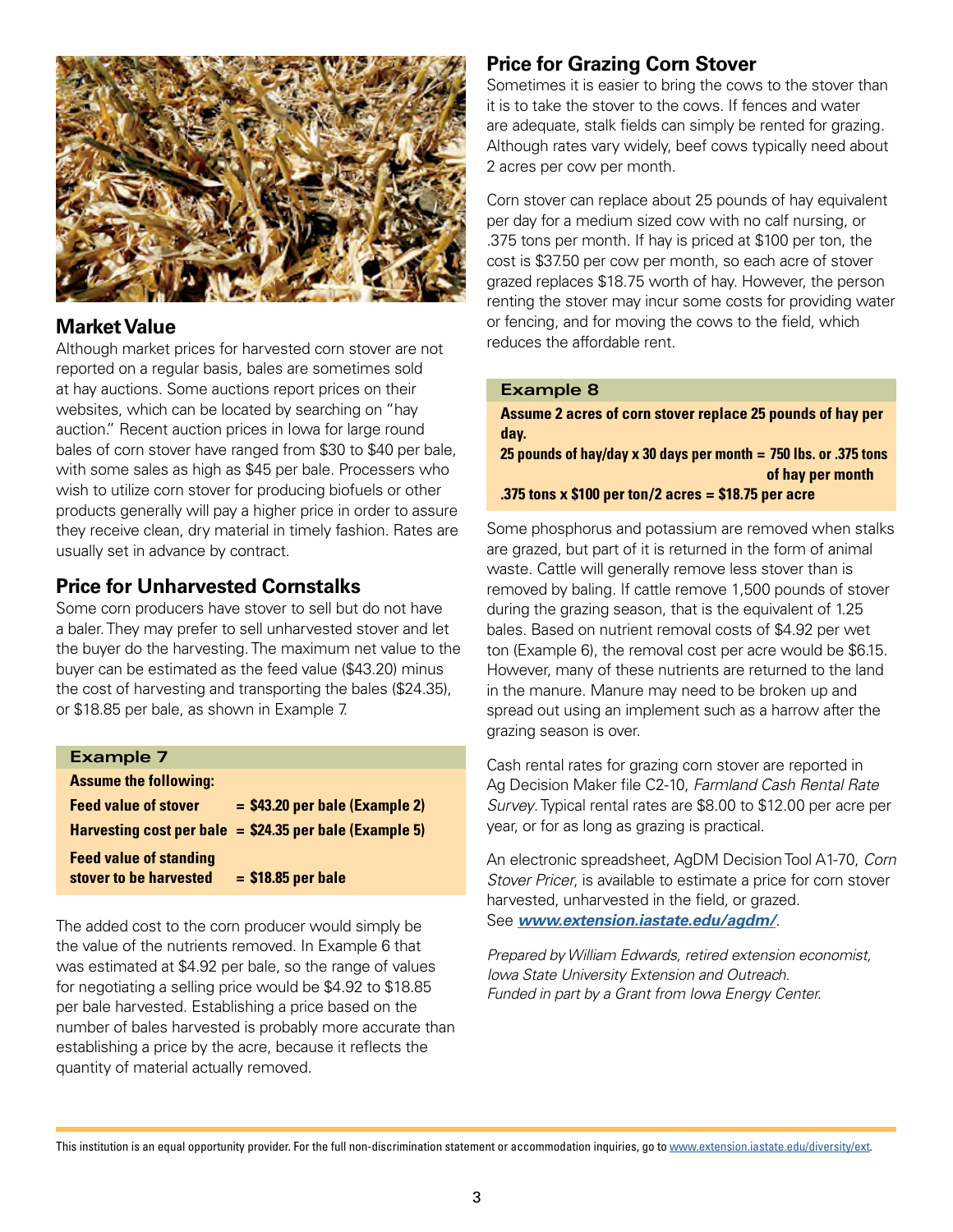## Market Value

Although market prices for harvested corn stover are not reported on a regular basis, bales are sometimes sold at hay auctions. Some auctions report prices on their websites, which can be located by searching on "hay auction." Recent auction prices in Iowa for large round bales of corn stover have ranged from $30 to $40 per bale, with some sales as high as $45 per bale. Processers who wish to utilize corn stover for producing biofuels or other products generally will pay a higher price in order to assure they receive clean, dry material in timely fashion. Rates are usually set in advance by contract.

## Price for Unharvested Cornstalks

Some corn producers have stover to sell but do not have a baler. They may prefer to sell unharvested stover and let the buyer do the harvesting. The maximum net value to the buyer can be estimated as the feed value ($43.20) minus the cost of harvesting and transporting the bales ($24.35), or $18.85 per bale, as shown in Example 7.

**Example 7**

| | |
|---|---|
| **Assume the following:** | |
| **Feed value of stover** | **= $43.20 per bale (Example 2)** |
| **Harvesting cost per bale** | **= $24.35 per bale (Example 5)** |
| **Feed value of standing stover to be harvested** | **= $18.85 per bale** |

The added cost to the corn producer would simply be the value of the nutrients removed. In Example 6 that was estimated at $4.92 per bale, so the range of values for negotiating a selling price would be $4.92 to $18.85 per bale harvested. Establishing a price based on the number of bales harvested is probably more accurate than establishing a price by the acre, because it reflects the quantity of material actually removed.

## Price for Grazing Corn Stover

Sometimes it is easier to bring the cows to the stover than it is to take the stover to the cows. If fences and water are adequate, stalk fields can simply be rented for grazing. Although rates vary widely, beef cows typically need about 2 acres per cow per month.

Corn stover can replace about 25 pounds of hay equivalent per day for a medium sized cow with no calf nursing, or .375 tons per month. If hay is priced at $100 per ton, the cost is $37.50 per cow per month, so each acre of stover grazed replaces $18.75 worth of hay. However, the person renting the stover may incur some costs for providing water or fencing, and for moving the cows to the field, which reduces the affordable rent.

**Example 8**

**Assume 2 acres of corn stover replace 25 pounds of hay per day.**

**25 pounds of hay/day x 30 days per month = 750 lbs. or .375 tons of hay per month**

**.375 tons x $100 per ton/2 acres = $18.75 per acre**

Some phosphorus and potassium are removed when stalks are grazed, but part of it is returned in the form of animal waste. Cattle will generally remove less stover than is removed by baling. If cattle remove 1,500 pounds of stover during the grazing season, that is the equivalent of 1.25 bales. Based on nutrient removal costs of $4.92 per wet ton (Example 6), the removal cost per acre would be $6.15. However, many of these nutrients are returned to the land in the manure. Manure may need to be broken up and spread out using an implement such as a harrow after the grazing season is over.

Cash rental rates for grazing corn stover are reported in Ag Decision Maker file C2-10, *Farmland Cash Rental Rate Survey*. Typical rental rates are $8.00 to $12.00 per acre per year, or for as long as grazing is practical.

An electronic spreadsheet, AgDM Decision Tool A1-70, *Corn Stover Pricer*, is available to estimate a price for corn stover harvested, unharvested in the field, or grazed. See ***www.extension.iastate.edu/agdm/***.

*Prepared by William Edwards, retired extension economist, Iowa State University Extension and Outreach.*
*Funded in part by a Grant from Iowa Energy Center.*

This institution is an equal opportunity provider. For the full non-discrimination statement or accommodation inquiries, go to www.extension.iastate.edu/diversity/ext.